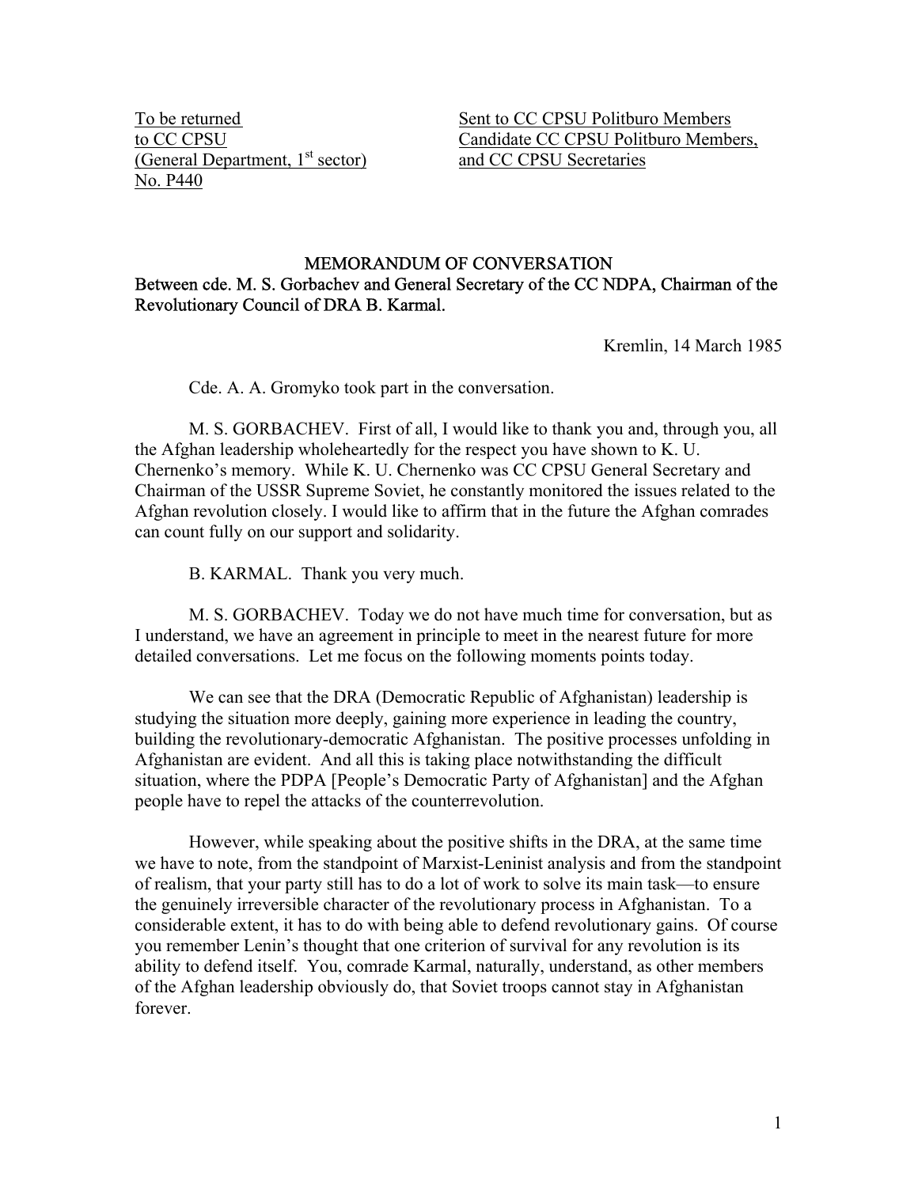To be returned
to CC CPSU
(General Department, 1st sector)
No. P440

Sent to CC CPSU Politburo Members
Candidate CC CPSU Politburo Members,
and CC CPSU Secretaries

## MEMORANDUM OF CONVERSATION

**Between cde. M. S. Gorbachev and General Secretary of the CC NDPA, Chairman of the Revolutionary Council of DRA B. Karmal.**

Kremlin, 14 March 1985

Cde. A. A. Gromyko took part in the conversation.

M. S. GORBACHEV. First of all, I would like to thank you and, through you, all the Afghan leadership wholeheartedly for the respect you have shown to K. U. Chernenko's memory. While K. U. Chernenko was CC CPSU General Secretary and Chairman of the USSR Supreme Soviet, he constantly monitored the issues related to the Afghan revolution closely. I would like to affirm that in the future the Afghan comrades can count fully on our support and solidarity.

B. KARMAL. Thank you very much.

M. S. GORBACHEV. Today we do not have much time for conversation, but as I understand, we have an agreement in principle to meet in the nearest future for more detailed conversations. Let me focus on the following moments points today.

We can see that the DRA (Democratic Republic of Afghanistan) leadership is studying the situation more deeply, gaining more experience in leading the country, building the revolutionary-democratic Afghanistan. The positive processes unfolding in Afghanistan are evident. And all this is taking place notwithstanding the difficult situation, where the PDPA [People's Democratic Party of Afghanistan] and the Afghan people have to repel the attacks of the counterrevolution.

However, while speaking about the positive shifts in the DRA, at the same time we have to note, from the standpoint of Marxist-Leninist analysis and from the standpoint of realism, that your party still has to do a lot of work to solve its main task—to ensure the genuinely irreversible character of the revolutionary process in Afghanistan. To a considerable extent, it has to do with being able to defend revolutionary gains. Of course you remember Lenin's thought that one criterion of survival for any revolution is its ability to defend itself. You, comrade Karmal, naturally, understand, as other members of the Afghan leadership obviously do, that Soviet troops cannot stay in Afghanistan forever.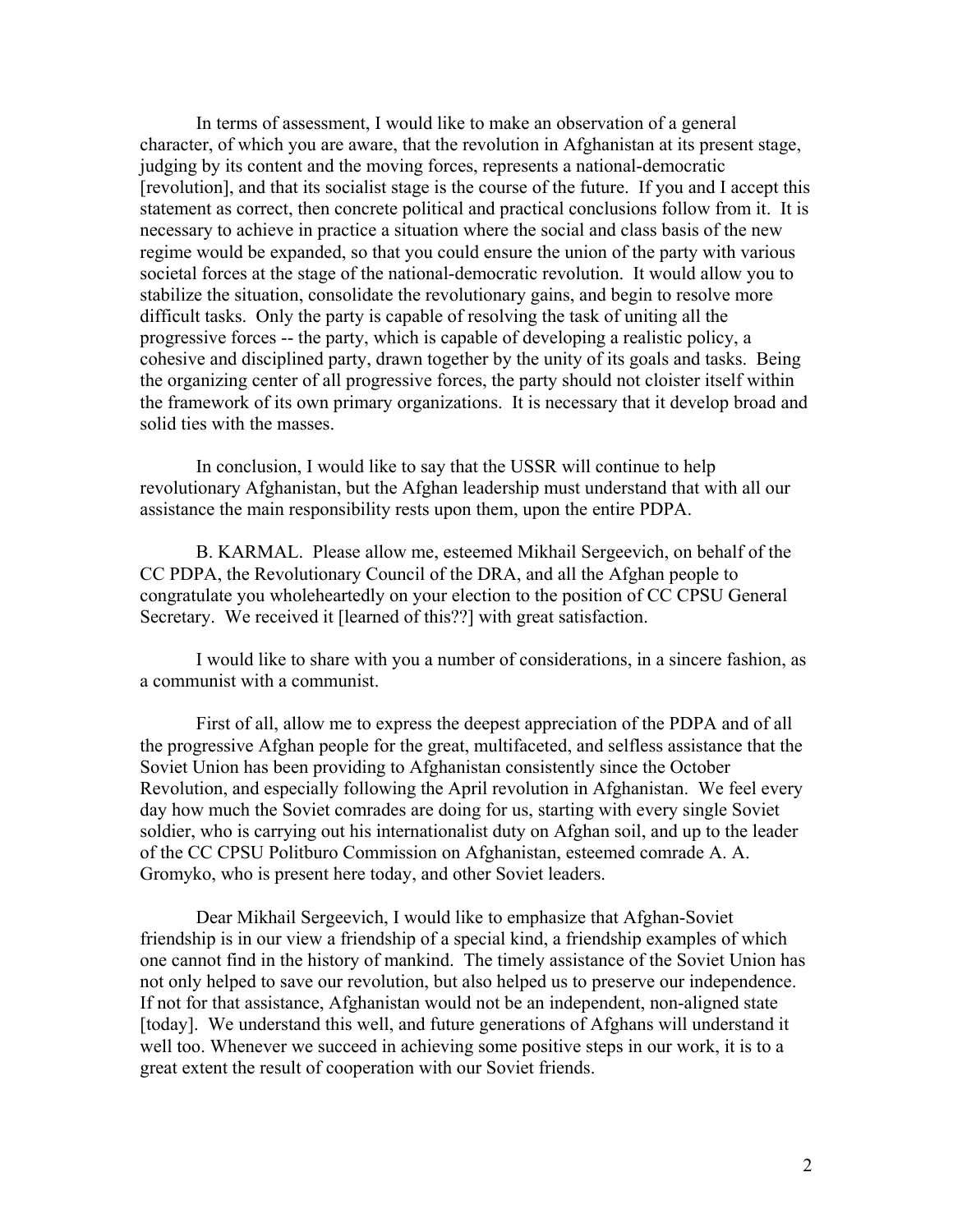In terms of assessment, I would like to make an observation of a general character, of which you are aware, that the revolution in Afghanistan at its present stage, judging by its content and the moving forces, represents a national-democratic [revolution], and that its socialist stage is the course of the future. If you and I accept this statement as correct, then concrete political and practical conclusions follow from it. It is necessary to achieve in practice a situation where the social and class basis of the new regime would be expanded, so that you could ensure the union of the party with various societal forces at the stage of the national-democratic revolution. It would allow you to stabilize the situation, consolidate the revolutionary gains, and begin to resolve more difficult tasks. Only the party is capable of resolving the task of uniting all the progressive forces -- the party, which is capable of developing a realistic policy, a cohesive and disciplined party, drawn together by the unity of its goals and tasks. Being the organizing center of all progressive forces, the party should not cloister itself within the framework of its own primary organizations. It is necessary that it develop broad and solid ties with the masses.

In conclusion, I would like to say that the USSR will continue to help revolutionary Afghanistan, but the Afghan leadership must understand that with all our assistance the main responsibility rests upon them, upon the entire PDPA.

B. KARMAL. Please allow me, esteemed Mikhail Sergeevich, on behalf of the CC PDPA, the Revolutionary Council of the DRA, and all the Afghan people to congratulate you wholeheartedly on your election to the position of CC CPSU General Secretary. We received it [learned of this??] with great satisfaction.

I would like to share with you a number of considerations, in a sincere fashion, as a communist with a communist.

First of all, allow me to express the deepest appreciation of the PDPA and of all the progressive Afghan people for the great, multifaceted, and selfless assistance that the Soviet Union has been providing to Afghanistan consistently since the October Revolution, and especially following the April revolution in Afghanistan. We feel every day how much the Soviet comrades are doing for us, starting with every single Soviet soldier, who is carrying out his internationalist duty on Afghan soil, and up to the leader of the CC CPSU Politburo Commission on Afghanistan, esteemed comrade A. A. Gromyko, who is present here today, and other Soviet leaders.

Dear Mikhail Sergeevich, I would like to emphasize that Afghan-Soviet friendship is in our view a friendship of a special kind, a friendship examples of which one cannot find in the history of mankind. The timely assistance of the Soviet Union has not only helped to save our revolution, but also helped us to preserve our independence. If not for that assistance, Afghanistan would not be an independent, non-aligned state [today]. We understand this well, and future generations of Afghans will understand it well too. Whenever we succeed in achieving some positive steps in our work, it is to a great extent the result of cooperation with our Soviet friends.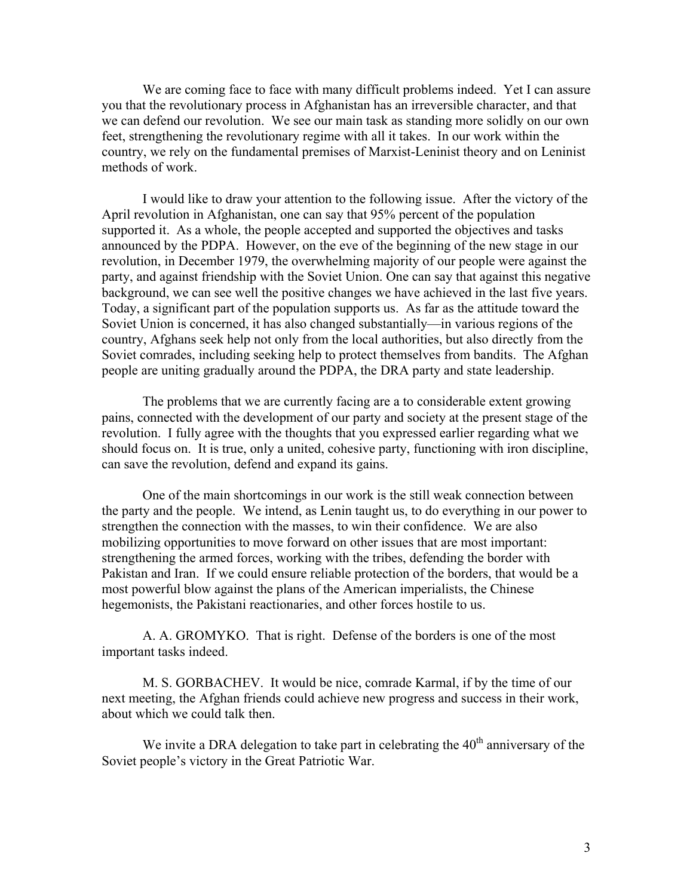We are coming face to face with many difficult problems indeed. Yet I can assure you that the revolutionary process in Afghanistan has an irreversible character, and that we can defend our revolution. We see our main task as standing more solidly on our own feet, strengthening the revolutionary regime with all it takes. In our work within the country, we rely on the fundamental premises of Marxist-Leninist theory and on Leninist methods of work.

I would like to draw your attention to the following issue. After the victory of the April revolution in Afghanistan, one can say that 95% percent of the population supported it. As a whole, the people accepted and supported the objectives and tasks announced by the PDPA. However, on the eve of the beginning of the new stage in our revolution, in December 1979, the overwhelming majority of our people were against the party, and against friendship with the Soviet Union. One can say that against this negative background, we can see well the positive changes we have achieved in the last five years. Today, a significant part of the population supports us. As far as the attitude toward the Soviet Union is concerned, it has also changed substantially—in various regions of the country, Afghans seek help not only from the local authorities, but also directly from the Soviet comrades, including seeking help to protect themselves from bandits. The Afghan people are uniting gradually around the PDPA, the DRA party and state leadership.

The problems that we are currently facing are a to considerable extent growing pains, connected with the development of our party and society at the present stage of the revolution. I fully agree with the thoughts that you expressed earlier regarding what we should focus on. It is true, only a united, cohesive party, functioning with iron discipline, can save the revolution, defend and expand its gains.

One of the main shortcomings in our work is the still weak connection between the party and the people. We intend, as Lenin taught us, to do everything in our power to strengthen the connection with the masses, to win their confidence. We are also mobilizing opportunities to move forward on other issues that are most important: strengthening the armed forces, working with the tribes, defending the border with Pakistan and Iran. If we could ensure reliable protection of the borders, that would be a most powerful blow against the plans of the American imperialists, the Chinese hegemonists, the Pakistani reactionaries, and other forces hostile to us.

A. A. GROMYKO. That is right. Defense of the borders is one of the most important tasks indeed.

M. S. GORBACHEV. It would be nice, comrade Karmal, if by the time of our next meeting, the Afghan friends could achieve new progress and success in their work, about which we could talk then.

We invite a DRA delegation to take part in celebrating the 40th anniversary of the Soviet people's victory in the Great Patriotic War.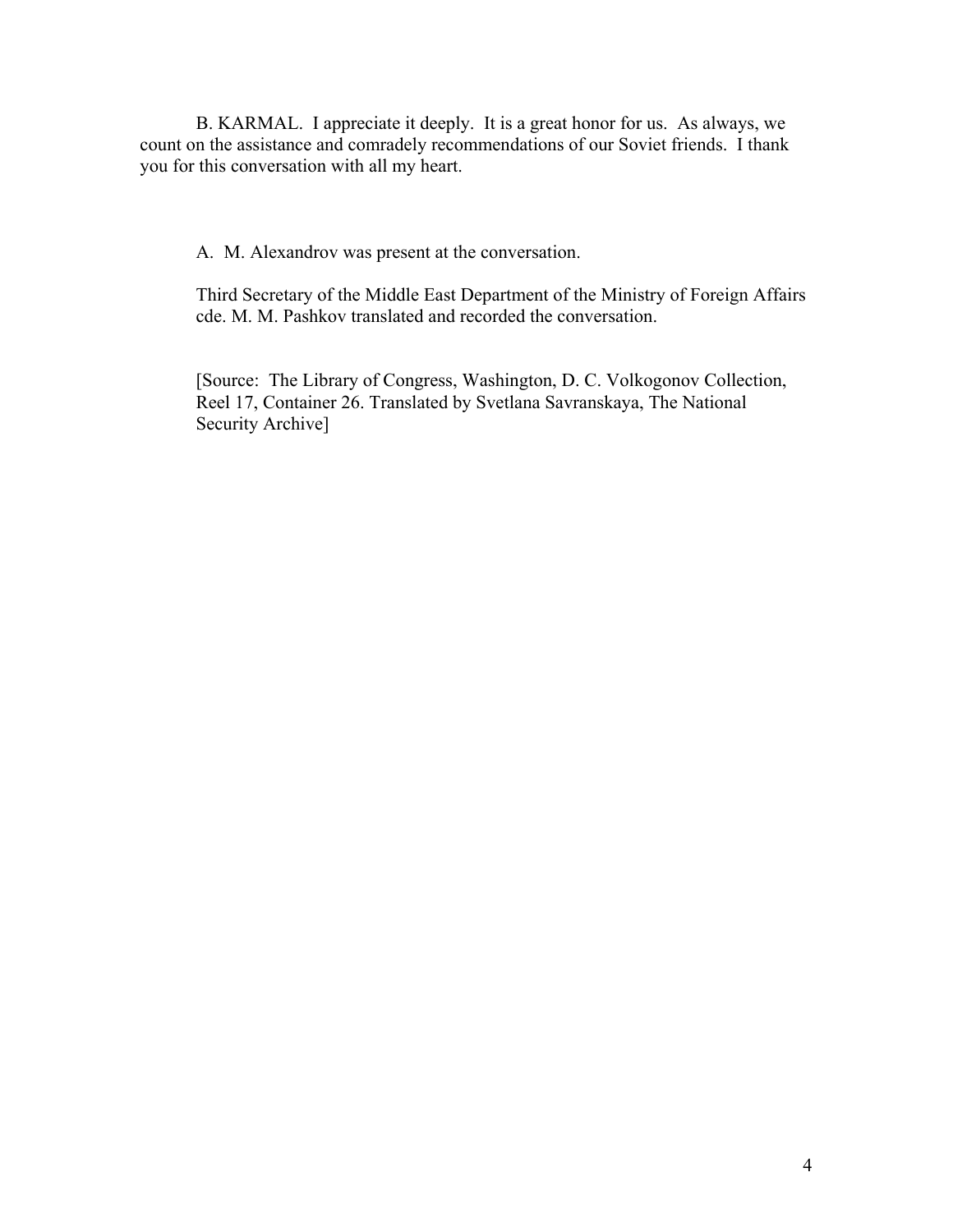B. KARMAL. I appreciate it deeply. It is a great honor for us. As always, we count on the assistance and comradely recommendations of our Soviet friends. I thank you for this conversation with all my heart.

A. M. Alexandrov was present at the conversation.

Third Secretary of the Middle East Department of the Ministry of Foreign Affairs cde. M. M. Pashkov translated and recorded the conversation.

[Source: The Library of Congress, Washington, D. C. Volkogonov Collection, Reel 17, Container 26. Translated by Svetlana Savranskaya, The National Security Archive]